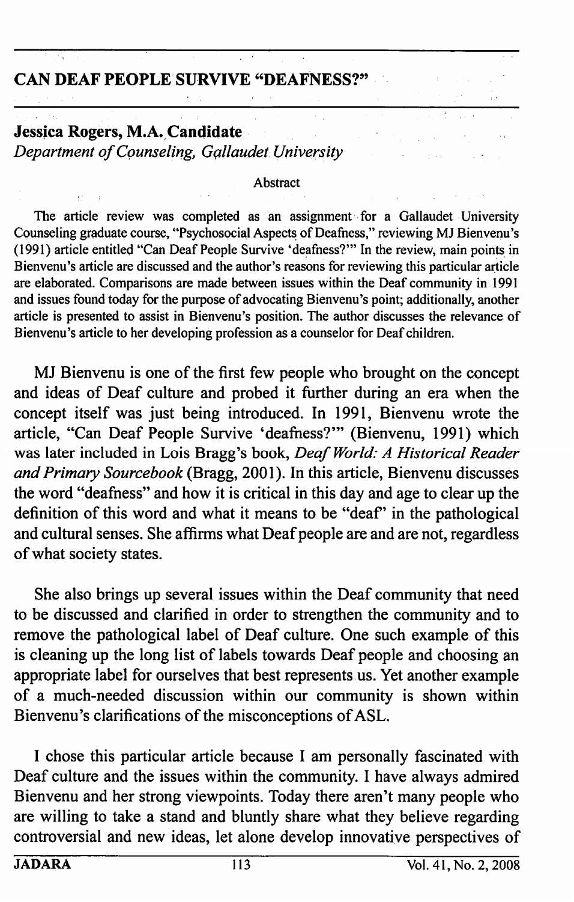# CAN DEAF PEOPLE SURVIVE "DEAFNESS?"

**Jessica Rogers, M.A. Candidate**
*Department of Counseling, Gallaudet University*

## Abstract

The article review was completed as an assignment for a Gallaudet University Counseling graduate course, "Psychosocial Aspects of Deafness," reviewing MJ Bienvenu's (1991) article entitled "Can Deaf People Survive 'deafness?'" In the review, main points in Bienvenu's article are discussed and the author's reasons for reviewing this particular article are elaborated. Comparisons are made between issues within the Deaf community in 1991 and issues found today for the purpose of advocating Bienvenu's point; additionally, another article is presented to assist in Bienvenu's position. The author discusses the relevance of Bienvenu's article to her developing profession as a counselor for Deaf children.

MJ Bienvenu is one of the first few people who brought on the concept and ideas of Deaf culture and probed it further during an era when the concept itself was just being introduced. In 1991, Bienvenu wrote the article, "Can Deaf People Survive 'deafness?'" (Bienvenu, 1991) which was later included in Lois Bragg's book, *Deaf World: A Historical Reader and Primary Sourcebook* (Bragg, 2001). In this article, Bienvenu discusses the word "deafness" and how it is critical in this day and age to clear up the definition of this word and what it means to be "deaf" in the pathological and cultural senses. She affirms what Deaf people are and are not, regardless of what society states.

She also brings up several issues within the Deaf community that need to be discussed and clarified in order to strengthen the community and to remove the pathological label of Deaf culture. One such example of this is cleaning up the long list of labels towards Deaf people and choosing an appropriate label for ourselves that best represents us. Yet another example of a much-needed discussion within our community is shown within Bienvenu's clarifications of the misconceptions of ASL.

I chose this particular article because I am personally fascinated with Deaf culture and the issues within the community. I have always admired Bienvenu and her strong viewpoints. Today there aren't many people who are willing to take a stand and bluntly share what they believe regarding controversial and new ideas, let alone develop innovative perspectives of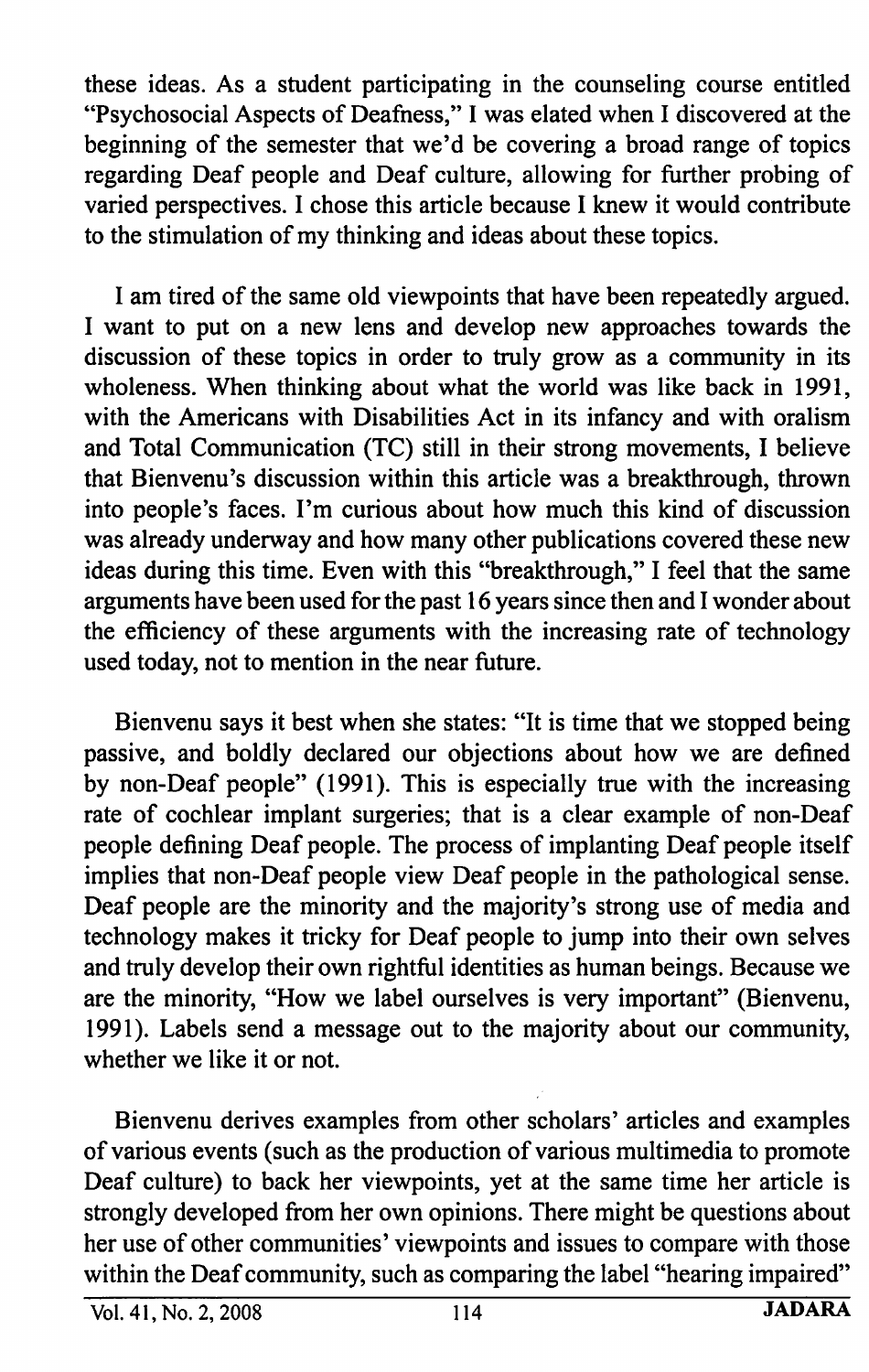these ideas. As a student participating in the counseling course entitled "Psychosocial Aspects of Deafness," I was elated when I discovered at the beginning of the semester that we'd be covering a broad range of topics regarding Deaf people and Deaf culture, allowing for further probing of varied perspectives. I chose this article because I knew it would contribute to the stimulation of my thinking and ideas about these topics.

I am tired of the same old viewpoints that have been repeatedly argued. I want to put on a new lens and develop new approaches towards the discussion of these topics in order to truly grow as a community in its wholeness. When thinking about what the world was like back in 1991, with the Americans with Disabilities Act in its infancy and with oralism and Total Communication (TC) still in their strong movements, I believe that Bienvenu's discussion within this article was a breakthrough, thrown into people's faces. I'm curious about how much this kind of discussion was already underway and how many other publications covered these new ideas during this time. Even with this "breakthrough," I feel that the same arguments have been used for the past 16 years since then and I wonder about the efficiency of these arguments with the increasing rate of technology used today, not to mention in the near future.

Bienvenu says it best when she states: "It is time that we stopped being passive, and boldly declared our objections about how we are defined by non-Deaf people" (1991). This is especially true with the increasing rate of cochlear implant surgeries; that is a clear example of non-Deaf people defining Deaf people. The process of implanting Deaf people itself implies that non-Deaf people view Deaf people in the pathological sense. Deaf people are the minority and the majority's strong use of media and technology makes it tricky for Deaf people to jump into their own selves and truly develop their own rightful identities as human beings. Because we are the minority, "How we label ourselves is very important" (Bienvenu, 1991). Labels send a message out to the majority about our community, whether we like it or not.

Bienvenu derives examples from other scholars' articles and examples of various events (such as the production of various multimedia to promote Deaf culture) to back her viewpoints, yet at the same time her article is strongly developed from her own opinions. There might be questions about her use of other communities' viewpoints and issues to compare with those within the Deaf community, such as comparing the label "hearing impaired"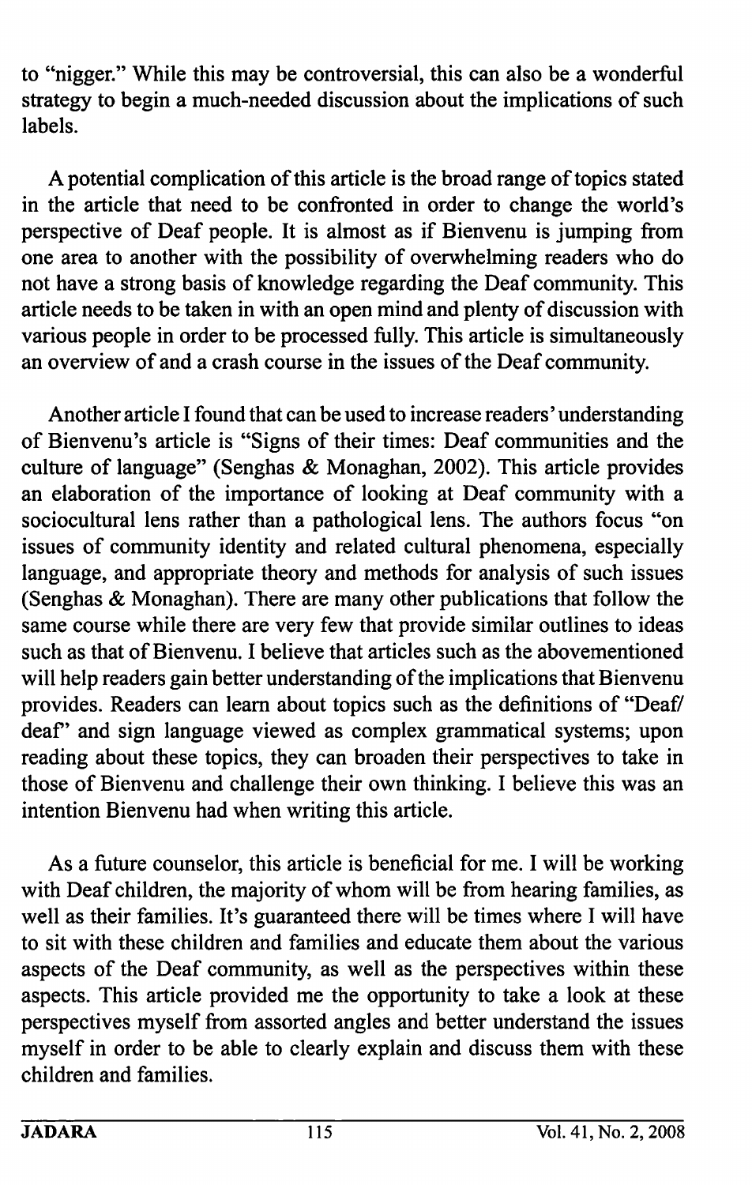to "nigger." While this may be controversial, this can also be a wonderful strategy to begin a much-needed discussion about the implications of such labels.

A potential complication of this article is the broad range of topics stated in the article that need to be confronted in order to change the world's perspective of Deaf people. It is almost as if Bienvenu is jumping from one area to another with the possibility of overwhelming readers who do not have a strong basis of knowledge regarding the Deaf community. This article needs to be taken in with an open mind and plenty of discussion with various people in order to be processed fully. This article is simultaneously an overview of and a crash course in the issues of the Deaf community.

Another article I found that can be used to increase readers' understanding of Bienvenu's article is "Signs of their times: Deaf communities and the culture of language" (Senghas & Monaghan, 2002). This article provides an elaboration of the importance of looking at Deaf community with a sociocultural lens rather than a pathological lens. The authors focus "on issues of community identity and related cultural phenomena, especially language, and appropriate theory and methods for analysis of such issues (Senghas & Monaghan). There are many other publications that follow the same course while there are very few that provide similar outlines to ideas such as that of Bienvenu. I believe that articles such as the abovementioned will help readers gain better understanding of the implications that Bienvenu provides. Readers can learn about topics such as the definitions of "Deaf/deaf" and sign language viewed as complex grammatical systems; upon reading about these topics, they can broaden their perspectives to take in those of Bienvenu and challenge their own thinking. I believe this was an intention Bienvenu had when writing this article.

As a future counselor, this article is beneficial for me. I will be working with Deaf children, the majority of whom will be from hearing families, as well as their families. It's guaranteed there will be times where I will have to sit with these children and families and educate them about the various aspects of the Deaf community, as well as the perspectives within these aspects. This article provided me the opportunity to take a look at these perspectives myself from assorted angles and better understand the issues myself in order to be able to clearly explain and discuss them with these children and families.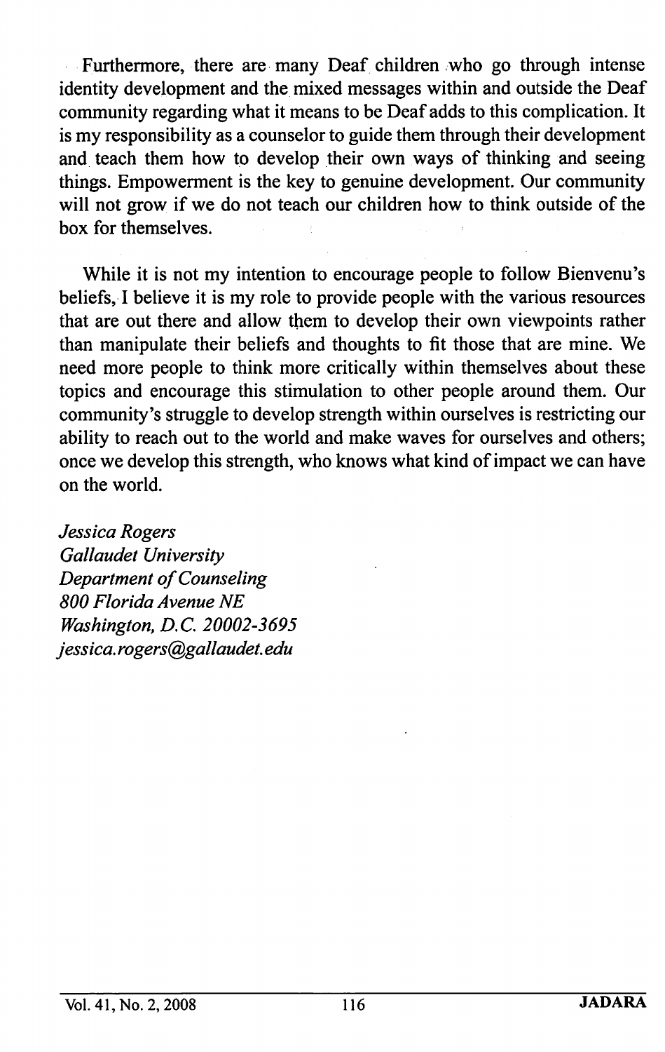Furthermore, there are many Deaf children who go through intense identity development and the mixed messages within and outside the Deaf community regarding what it means to be Deaf adds to this complication. It is my responsibility as a counselor to guide them through their development and teach them how to develop their own ways of thinking and seeing things. Empowerment is the key to genuine development. Our community will not grow if we do not teach our children how to think outside of the box for themselves.

While it is not my intention to encourage people to follow Bienvenu's beliefs, I believe it is my role to provide people with the various resources that are out there and allow them to develop their own viewpoints rather than manipulate their beliefs and thoughts to fit those that are mine. We need more people to think more critically within themselves about these topics and encourage this stimulation to other people around them. Our community's struggle to develop strength within ourselves is restricting our ability to reach out to the world and make waves for ourselves and others; once we develop this strength, who knows what kind of impact we can have on the world.

*Jessica Rogers*
*Gallaudet University*
*Department of Counseling*
*800 Florida Avenue NE*
*Washington, D.C. 20002-3695*
*jessica.rogers@gallaudet.edu*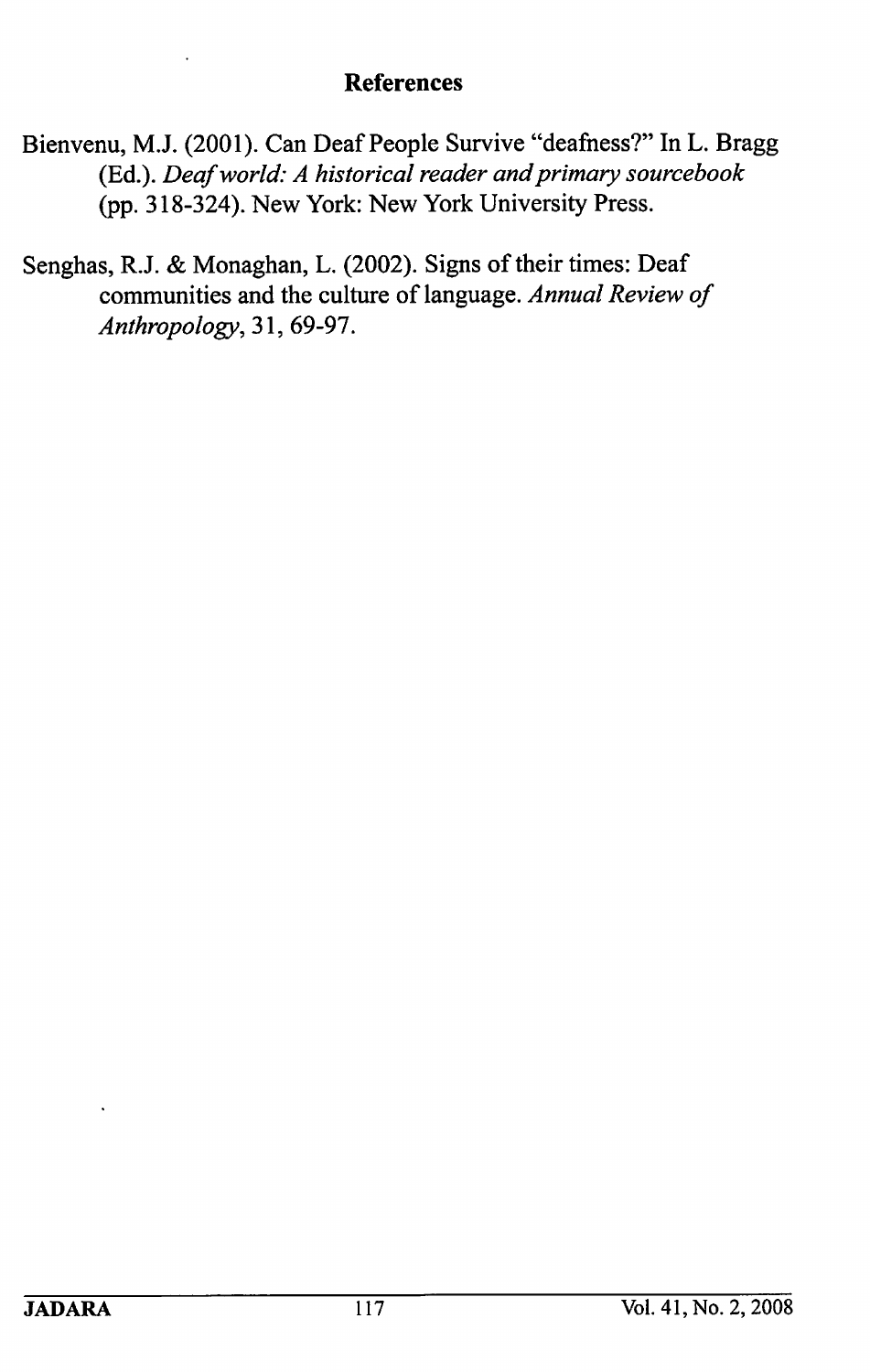## References

Bienvenu, M.J. (2001). Can Deaf People Survive "deafness?" In L. Bragg (Ed.). *Deaf world: A historical reader and primary sourcebook* (pp. 318-324). New York: New York University Press.

Senghas, R.J. & Monaghan, L. (2002). Signs of their times: Deaf communities and the culture of language. *Annual Review of Anthropology*, 31, 69-97.